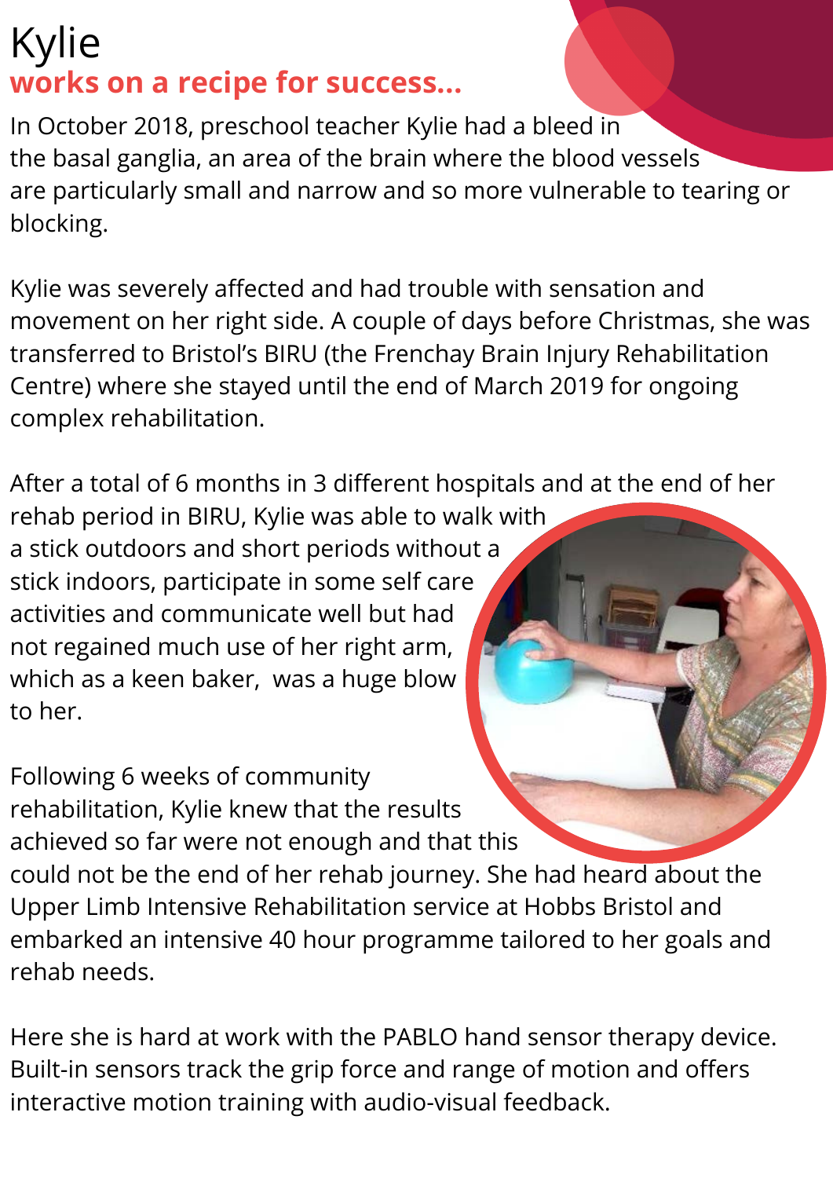# Kylie

## works on a recipe for success...

In October 2018, preschool teacher Kylie had a bleed in the basal ganglia, an area of the brain where the blood vessels are particularly small and narrow and so more vulnerable to tearing or blocking.

Kylie was severely affected and had trouble with sensation and movement on her right side. A couple of days before Christmas, she was transferred to Bristol's BIRU (the Frenchay Brain Injury Rehabilitation Centre) where she stayed until the end of March 2019 for ongoing complex rehabilitation.

After a total of 6 months in 3 different hospitals and at the end of her rehab period in BIRU, Kylie was able to walk with a stick outdoors and short periods without a stick indoors, participate in some self care activities and communicate well but had not regained much use of her right arm, which as a keen baker, was a huge blow to her.

Following 6 weeks of community rehabilitation, Kylie knew that the results achieved so far were not enough and that this could not be the end of her rehab journey. She had heard about the Upper Limb Intensive Rehabilitation service at Hobbs Bristol and embarked an intensive 40 hour programme tailored to her goals and rehab needs.

Here she is hard at work with the PABLO hand sensor therapy device. Built-in sensors track the grip force and range of motion and offers interactive motion training with audio-visual feedback.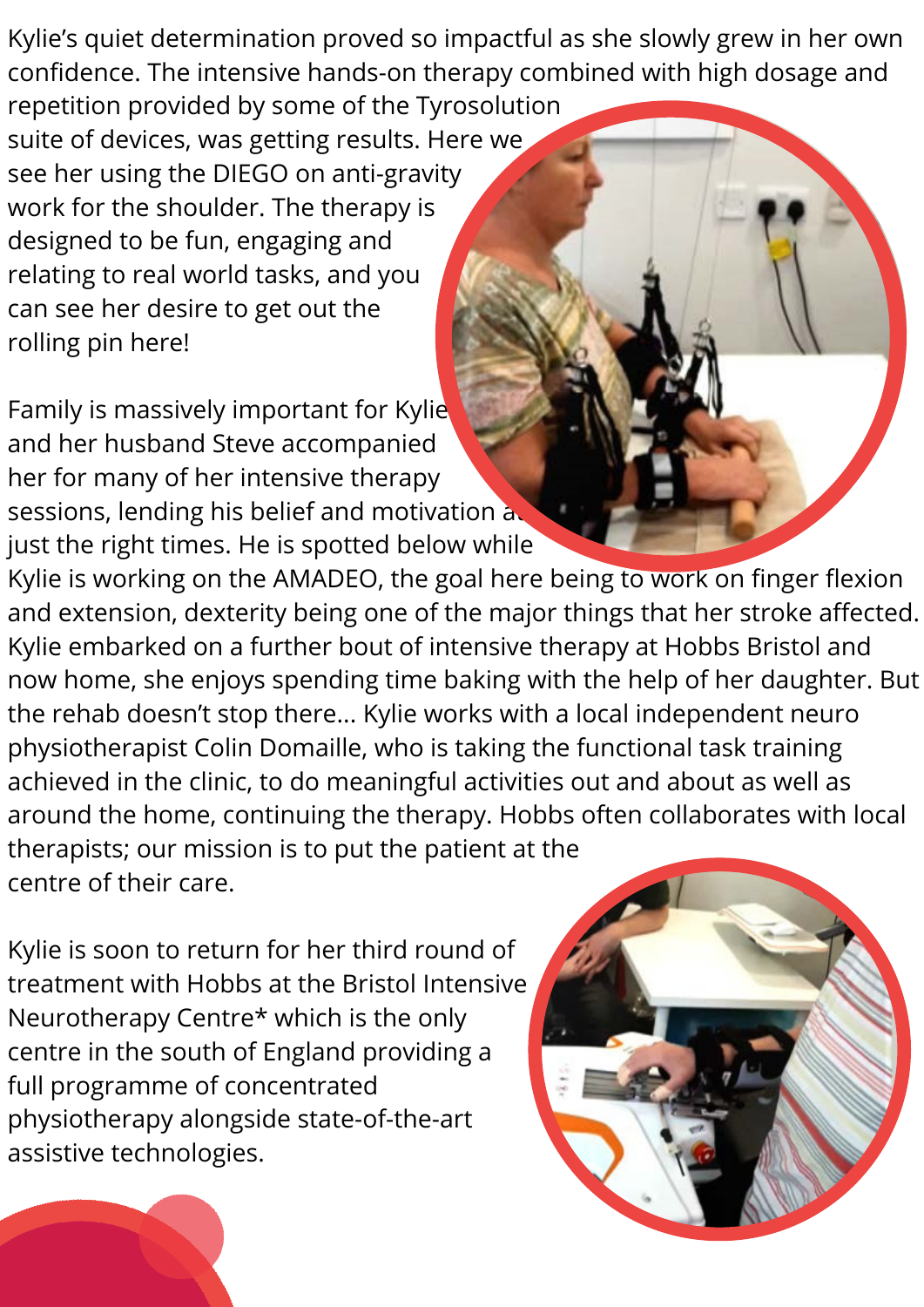Kylie's quiet determination proved so impactful as she slowly grew in her own confidence. The intensive hands-on therapy combined with high dosage and repetition provided by some of the Tyrosolution suite of devices, was getting results. Here we see her using the DIEGO on anti-gravity work for the shoulder. The therapy is designed to be fun, engaging and relating to real world tasks, and you can see her desire to get out the rolling pin here!

Family is massively important for Kylie and her husband Steve accompanied her for many of her intensive therapy sessions, lending his belief and motivation at just the right times. He is spotted below while Kylie is working on the AMADEO, the goal here being to work on finger flexion and extension, dexterity being one of the major things that her stroke affected. Kylie embarked on a further bout of intensive therapy at Hobbs Bristol and now home, she enjoys spending time baking with the help of her daughter. But the rehab doesn't stop there... Kylie works with a local independent neuro physiotherapist Colin Domaille, who is taking the functional task training achieved in the clinic, to do meaningful activities out and about as well as around the home, continuing the therapy. Hobbs often collaborates with local therapists; our mission is to put the patient at the centre of their care.

Kylie is soon to return for her third round of treatment with Hobbs at the Bristol Intensive Neurotherapy Centre* which is the only centre in the south of England providing a full programme of concentrated physiotherapy alongside state-of-the-art assistive technologies.